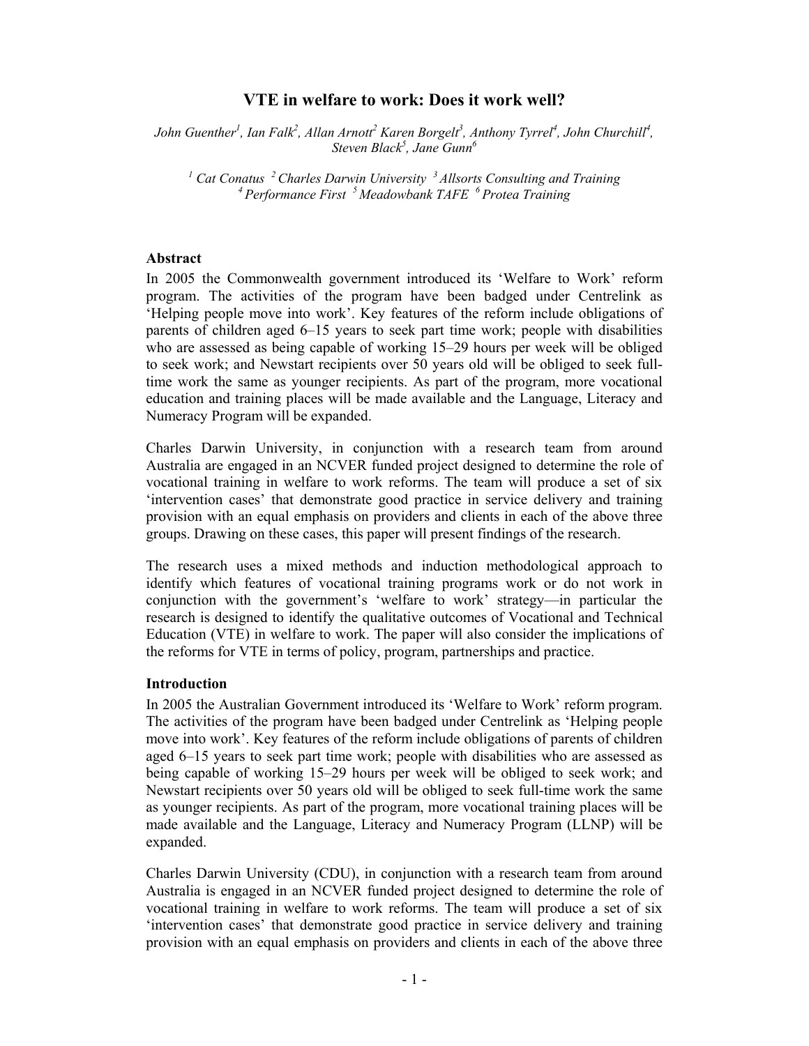# VTE in welfare to work: Does it work well?

*John Guenther[1], Ian Falk[2], Allan Arnott[2] Karen Borgelt[3], Anthony Tyrrel[4], John Churchill[4], Steven Black[5], Jane Gunn[6]*

*[1] Cat Conatus [2] Charles Darwin University [3] Allsorts Consulting and Training [4] Performance First [5] Meadowbank TAFE [6] Protea Training*

## Abstract

In 2005 the Commonwealth government introduced its 'Welfare to Work' reform program. The activities of the program have been badged under Centrelink as 'Helping people move into work'. Key features of the reform include obligations of parents of children aged 6–15 years to seek part time work; people with disabilities who are assessed as being capable of working 15–29 hours per week will be obliged to seek work; and Newstart recipients over 50 years old will be obliged to seek full-time work the same as younger recipients. As part of the program, more vocational education and training places will be made available and the Language, Literacy and Numeracy Program will be expanded.

Charles Darwin University, in conjunction with a research team from around Australia are engaged in an NCVER funded project designed to determine the role of vocational training in welfare to work reforms. The team will produce a set of six 'intervention cases' that demonstrate good practice in service delivery and training provision with an equal emphasis on providers and clients in each of the above three groups. Drawing on these cases, this paper will present findings of the research.

The research uses a mixed methods and induction methodological approach to identify which features of vocational training programs work or do not work in conjunction with the government's 'welfare to work' strategy—in particular the research is designed to identify the qualitative outcomes of Vocational and Technical Education (VTE) in welfare to work. The paper will also consider the implications of the reforms for VTE in terms of policy, program, partnerships and practice.

## Introduction

In 2005 the Australian Government introduced its 'Welfare to Work' reform program. The activities of the program have been badged under Centrelink as 'Helping people move into work'. Key features of the reform include obligations of parents of children aged 6–15 years to seek part time work; people with disabilities who are assessed as being capable of working 15–29 hours per week will be obliged to seek work; and Newstart recipients over 50 years old will be obliged to seek full-time work the same as younger recipients. As part of the program, more vocational training places will be made available and the Language, Literacy and Numeracy Program (LLNP) will be expanded.

Charles Darwin University (CDU), in conjunction with a research team from around Australia is engaged in an NCVER funded project designed to determine the role of vocational training in welfare to work reforms. The team will produce a set of six 'intervention cases' that demonstrate good practice in service delivery and training provision with an equal emphasis on providers and clients in each of the above three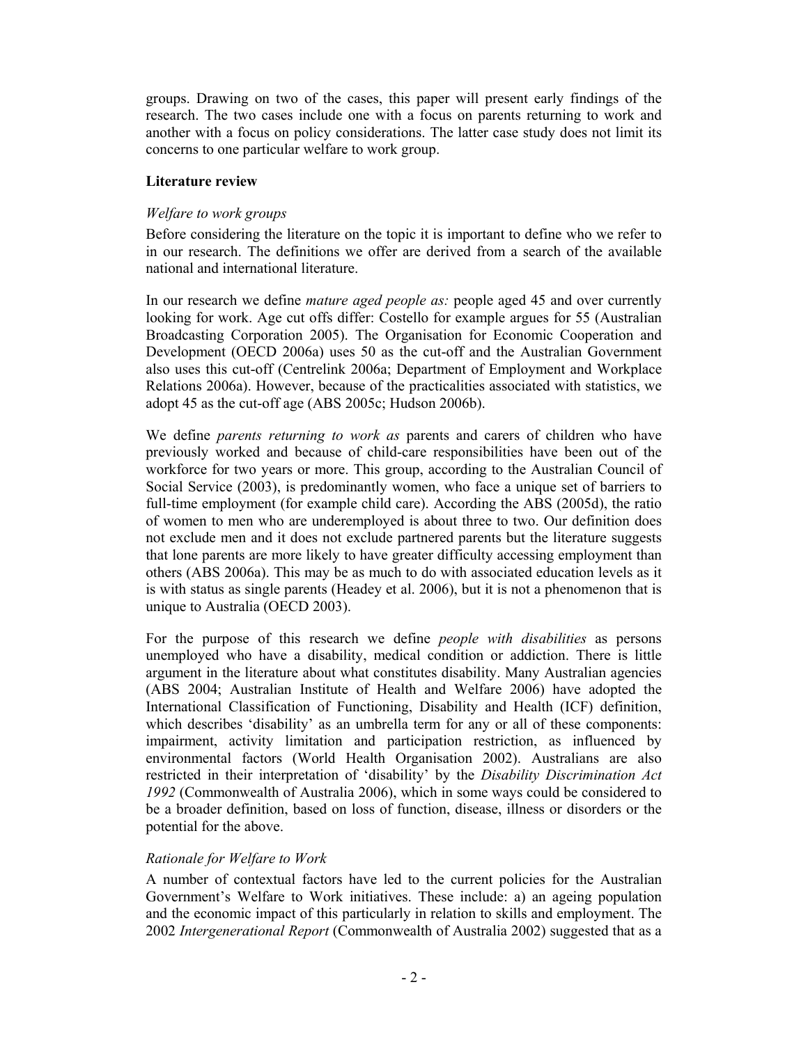groups. Drawing on two of the cases, this paper will present early findings of the research. The two cases include one with a focus on parents returning to work and another with a focus on policy considerations. The latter case study does not limit its concerns to one particular welfare to work group.

## Literature review

### *Welfare to work groups*

Before considering the literature on the topic it is important to define who we refer to in our research. The definitions we offer are derived from a search of the available national and international literature.

In our research we define *mature aged people as:* people aged 45 and over currently looking for work. Age cut offs differ: Costello for example argues for 55 (Australian Broadcasting Corporation 2005). The Organisation for Economic Cooperation and Development (OECD 2006a) uses 50 as the cut-off and the Australian Government also uses this cut-off (Centrelink 2006a; Department of Employment and Workplace Relations 2006a). However, because of the practicalities associated with statistics, we adopt 45 as the cut-off age (ABS 2005c; Hudson 2006b).

We define *parents returning to work as* parents and carers of children who have previously worked and because of child-care responsibilities have been out of the workforce for two years or more. This group, according to the Australian Council of Social Service (2003), is predominantly women, who face a unique set of barriers to full-time employment (for example child care). According the ABS (2005d), the ratio of women to men who are underemployed is about three to two. Our definition does not exclude men and it does not exclude partnered parents but the literature suggests that lone parents are more likely to have greater difficulty accessing employment than others (ABS 2006a). This may be as much to do with associated education levels as it is with status as single parents (Headey et al. 2006), but it is not a phenomenon that is unique to Australia (OECD 2003).

For the purpose of this research we define *people with disabilities* as persons unemployed who have a disability, medical condition or addiction. There is little argument in the literature about what constitutes disability. Many Australian agencies (ABS 2004; Australian Institute of Health and Welfare 2006) have adopted the International Classification of Functioning, Disability and Health (ICF) definition, which describes 'disability' as an umbrella term for any or all of these components: impairment, activity limitation and participation restriction, as influenced by environmental factors (World Health Organisation 2002). Australians are also restricted in their interpretation of 'disability' by the *Disability Discrimination Act 1992* (Commonwealth of Australia 2006), which in some ways could be considered to be a broader definition, based on loss of function, disease, illness or disorders or the potential for the above.

### *Rationale for Welfare to Work*

A number of contextual factors have led to the current policies for the Australian Government's Welfare to Work initiatives. These include: a) an ageing population and the economic impact of this particularly in relation to skills and employment. The 2002 *Intergenerational Report* (Commonwealth of Australia 2002) suggested that as a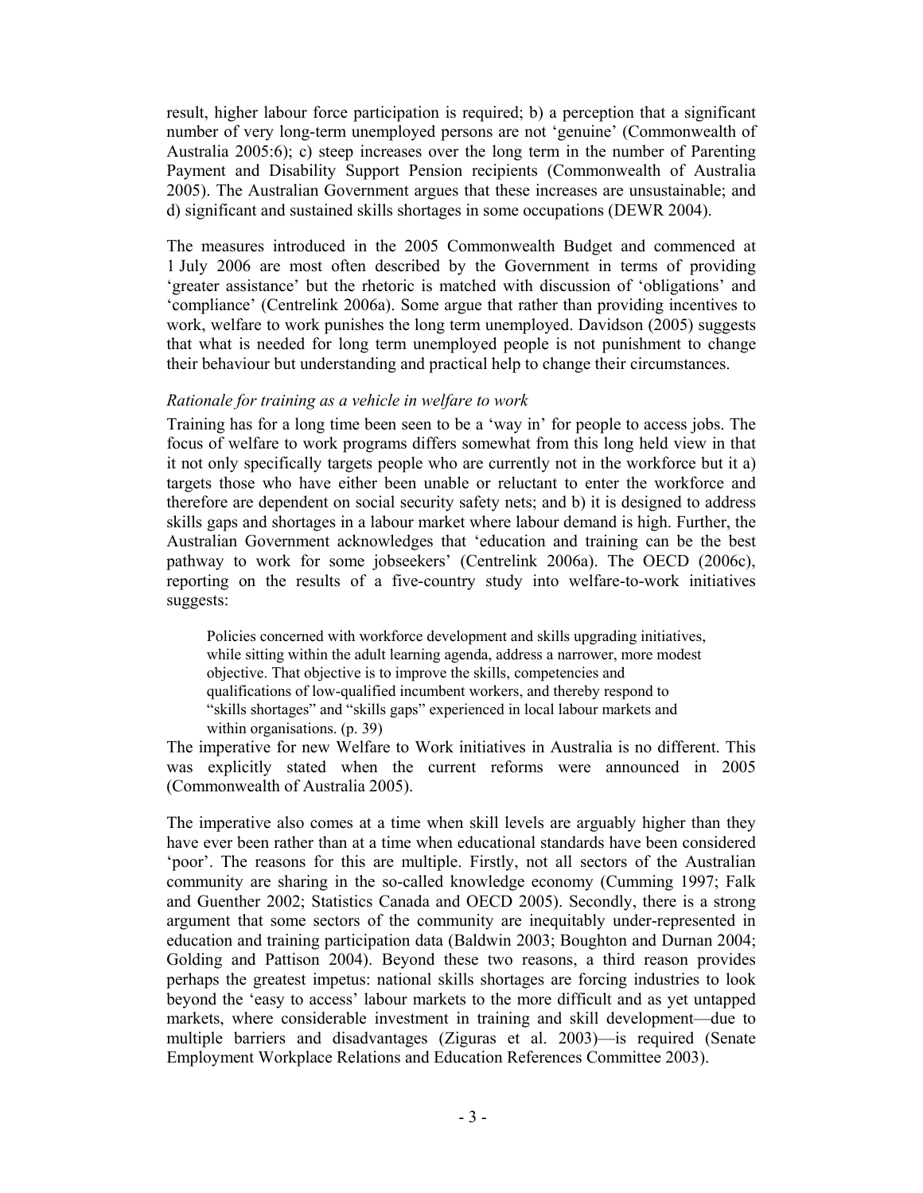result, higher labour force participation is required; b) a perception that a significant number of very long-term unemployed persons are not 'genuine' (Commonwealth of Australia 2005:6); c) steep increases over the long term in the number of Parenting Payment and Disability Support Pension recipients (Commonwealth of Australia 2005). The Australian Government argues that these increases are unsustainable; and d) significant and sustained skills shortages in some occupations (DEWR 2004).

The measures introduced in the 2005 Commonwealth Budget and commenced at 1 July 2006 are most often described by the Government in terms of providing 'greater assistance' but the rhetoric is matched with discussion of 'obligations' and 'compliance' (Centrelink 2006a). Some argue that rather than providing incentives to work, welfare to work punishes the long term unemployed. Davidson (2005) suggests that what is needed for long term unemployed people is not punishment to change their behaviour but understanding and practical help to change their circumstances.

*Rationale for training as a vehicle in welfare to work*

Training has for a long time been seen to be a 'way in' for people to access jobs. The focus of welfare to work programs differs somewhat from this long held view in that it not only specifically targets people who are currently not in the workforce but it a) targets those who have either been unable or reluctant to enter the workforce and therefore are dependent on social security safety nets; and b) it is designed to address skills gaps and shortages in a labour market where labour demand is high. Further, the Australian Government acknowledges that 'education and training can be the best pathway to work for some jobseekers' (Centrelink 2006a). The OECD (2006c), reporting on the results of a five-country study into welfare-to-work initiatives suggests:

> Policies concerned with workforce development and skills upgrading initiatives, while sitting within the adult learning agenda, address a narrower, more modest objective. That objective is to improve the skills, competencies and qualifications of low-qualified incumbent workers, and thereby respond to "skills shortages" and "skills gaps" experienced in local labour markets and within organisations. (p. 39)

The imperative for new Welfare to Work initiatives in Australia is no different. This was explicitly stated when the current reforms were announced in 2005 (Commonwealth of Australia 2005).

The imperative also comes at a time when skill levels are arguably higher than they have ever been rather than at a time when educational standards have been considered 'poor'. The reasons for this are multiple. Firstly, not all sectors of the Australian community are sharing in the so-called knowledge economy (Cumming 1997; Falk and Guenther 2002; Statistics Canada and OECD 2005). Secondly, there is a strong argument that some sectors of the community are inequitably under-represented in education and training participation data (Baldwin 2003; Boughton and Durnan 2004; Golding and Pattison 2004). Beyond these two reasons, a third reason provides perhaps the greatest impetus: national skills shortages are forcing industries to look beyond the 'easy to access' labour markets to the more difficult and as yet untapped markets, where considerable investment in training and skill development—due to multiple barriers and disadvantages (Ziguras et al. 2003)—is required (Senate Employment Workplace Relations and Education References Committee 2003).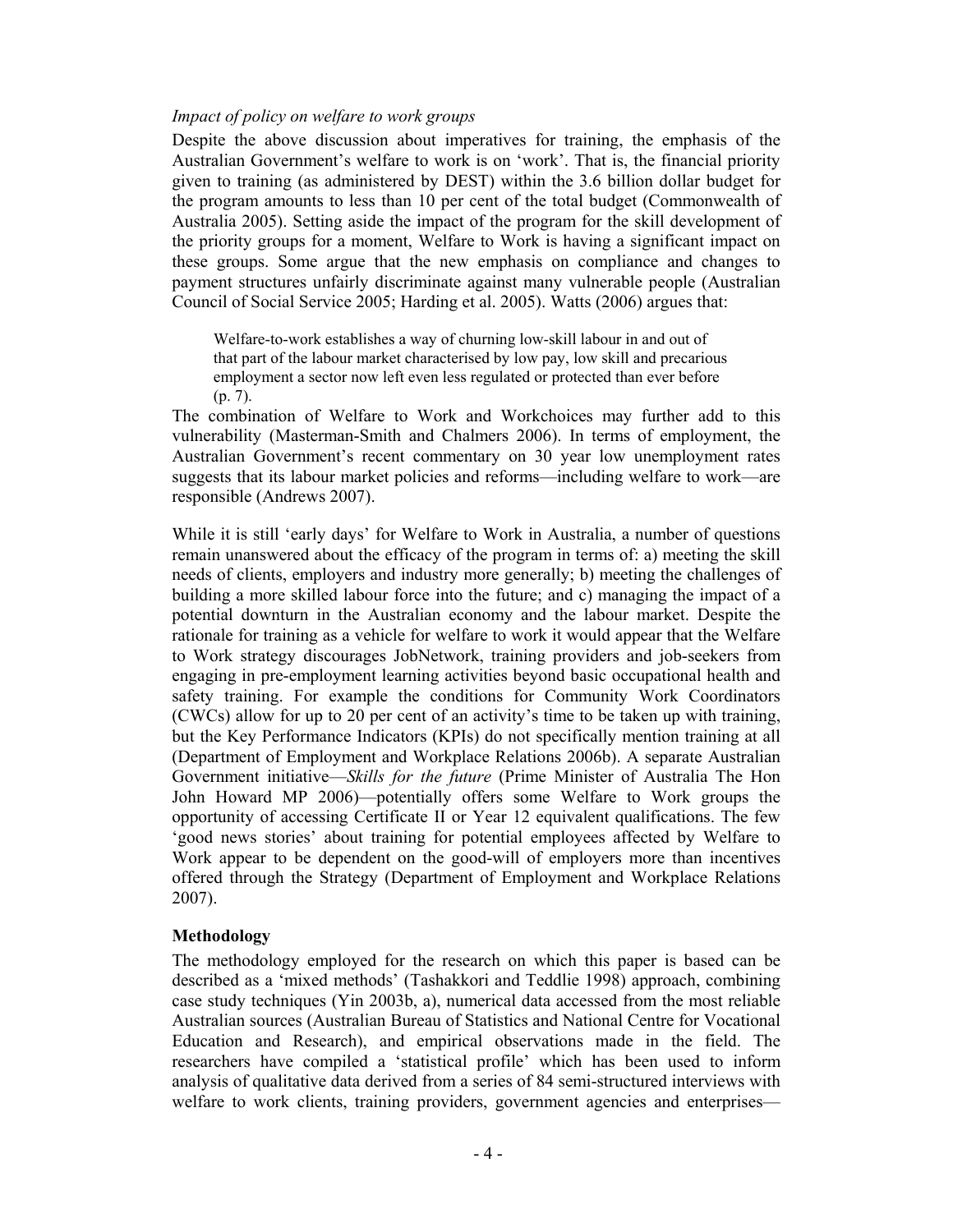*Impact of policy on welfare to work groups*

Despite the above discussion about imperatives for training, the emphasis of the Australian Government's welfare to work is on 'work'. That is, the financial priority given to training (as administered by DEST) within the 3.6 billion dollar budget for the program amounts to less than 10 per cent of the total budget (Commonwealth of Australia 2005). Setting aside the impact of the program for the skill development of the priority groups for a moment, Welfare to Work is having a significant impact on these groups. Some argue that the new emphasis on compliance and changes to payment structures unfairly discriminate against many vulnerable people (Australian Council of Social Service 2005; Harding et al. 2005). Watts (2006) argues that:

> Welfare-to-work establishes a way of churning low-skill labour in and out of that part of the labour market characterised by low pay, low skill and precarious employment a sector now left even less regulated or protected than ever before (p. 7).

The combination of Welfare to Work and Workchoices may further add to this vulnerability (Masterman-Smith and Chalmers 2006). In terms of employment, the Australian Government's recent commentary on 30 year low unemployment rates suggests that its labour market policies and reforms—including welfare to work—are responsible (Andrews 2007).

While it is still 'early days' for Welfare to Work in Australia, a number of questions remain unanswered about the efficacy of the program in terms of: a) meeting the skill needs of clients, employers and industry more generally; b) meeting the challenges of building a more skilled labour force into the future; and c) managing the impact of a potential downturn in the Australian economy and the labour market. Despite the rationale for training as a vehicle for welfare to work it would appear that the Welfare to Work strategy discourages JobNetwork, training providers and job-seekers from engaging in pre-employment learning activities beyond basic occupational health and safety training. For example the conditions for Community Work Coordinators (CWCs) allow for up to 20 per cent of an activity's time to be taken up with training, but the Key Performance Indicators (KPIs) do not specifically mention training at all (Department of Employment and Workplace Relations 2006b). A separate Australian Government initiative—*Skills for the future* (Prime Minister of Australia The Hon John Howard MP 2006)—potentially offers some Welfare to Work groups the opportunity of accessing Certificate II or Year 12 equivalent qualifications. The few 'good news stories' about training for potential employees affected by Welfare to Work appear to be dependent on the good-will of employers more than incentives offered through the Strategy (Department of Employment and Workplace Relations 2007).

## Methodology

The methodology employed for the research on which this paper is based can be described as a 'mixed methods' (Tashakkori and Teddlie 1998) approach, combining case study techniques (Yin 2003b, a), numerical data accessed from the most reliable Australian sources (Australian Bureau of Statistics and National Centre for Vocational Education and Research), and empirical observations made in the field. The researchers have compiled a 'statistical profile' which has been used to inform analysis of qualitative data derived from a series of 84 semi-structured interviews with welfare to work clients, training providers, government agencies and enterprises—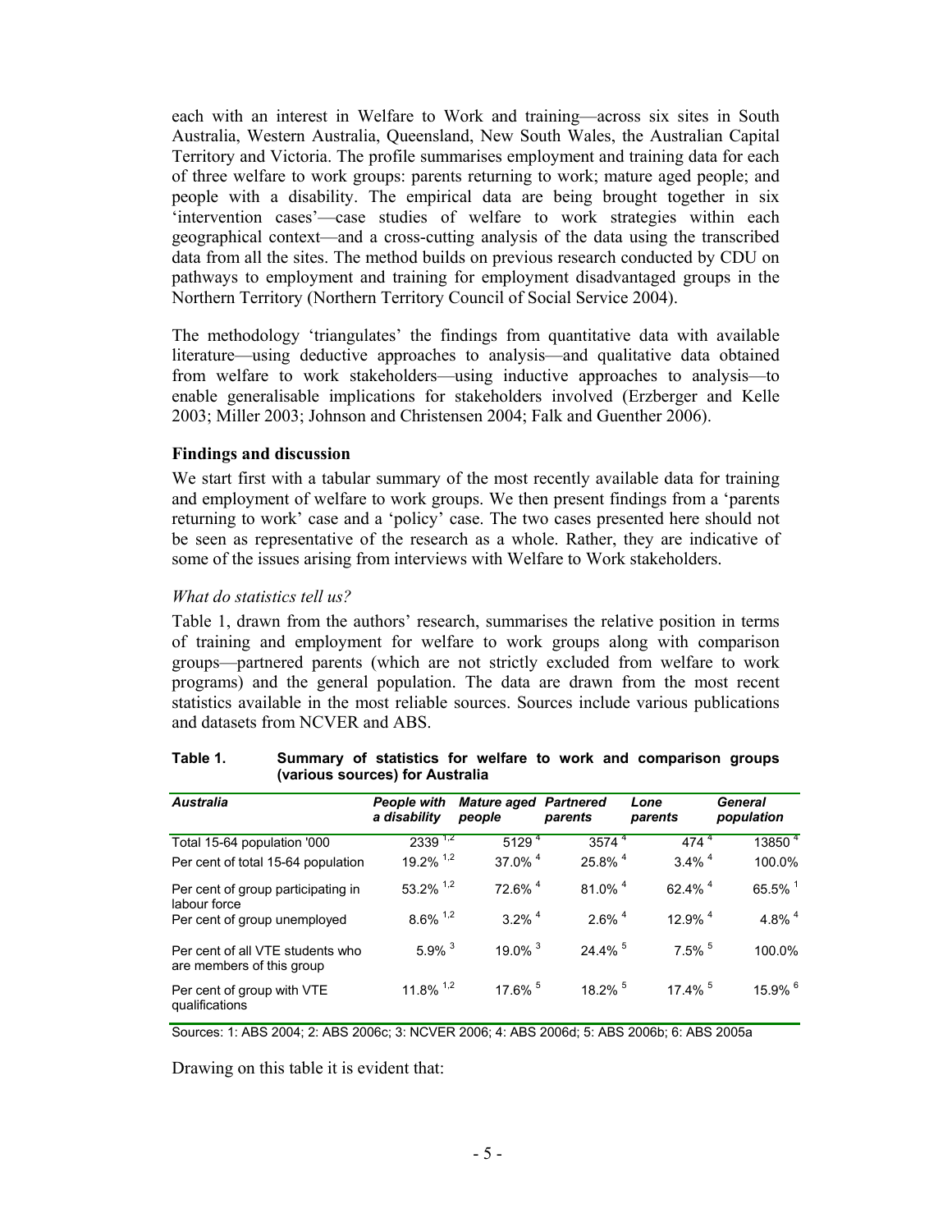each with an interest in Welfare to Work and training—across six sites in South Australia, Western Australia, Queensland, New South Wales, the Australian Capital Territory and Victoria. The profile summarises employment and training data for each of three welfare to work groups: parents returning to work; mature aged people; and people with a disability. The empirical data are being brought together in six 'intervention cases'—case studies of welfare to work strategies within each geographical context—and a cross-cutting analysis of the data using the transcribed data from all the sites. The method builds on previous research conducted by CDU on pathways to employment and training for employment disadvantaged groups in the Northern Territory (Northern Territory Council of Social Service 2004).

The methodology 'triangulates' the findings from quantitative data with available literature—using deductive approaches to analysis—and qualitative data obtained from welfare to work stakeholders—using inductive approaches to analysis—to enable generalisable implications for stakeholders involved (Erzberger and Kelle 2003; Miller 2003; Johnson and Christensen 2004; Falk and Guenther 2006).

### Findings and discussion

We start first with a tabular summary of the most recently available data for training and employment of welfare to work groups. We then present findings from a 'parents returning to work' case and a 'policy' case. The two cases presented here should not be seen as representative of the research as a whole. Rather, they are indicative of some of the issues arising from interviews with Welfare to Work stakeholders.

#### *What do statistics tell us?*

Table 1, drawn from the authors' research, summarises the relative position in terms of training and employment for welfare to work groups along with comparison groups—partnered parents (which are not strictly excluded from welfare to work programs) and the general population. The data are drawn from the most recent statistics available in the most reliable sources. Sources include various publications and datasets from NCVER and ABS.

**Table 1. Summary of statistics for welfare to work and comparison groups (various sources) for Australia**

| *Australia* | *People with a disability* | *Mature aged people* | *Partnered parents* | *Lone parents* | *General population* |
|---|---|---|---|---|---|
| Total 15-64 population '000 | 2339 [1,2] | 5129 [4] | 3574 [4] | 474 [4] | 13850 [4] |
| Per cent of total 15-64 population | 19.2% [1,2] | 37.0% [4] | 25.8% [4] | 3.4% [4] | 100.0% |
| Per cent of group participating in labour force | 53.2% [1,2] | 72.6% [4] | 81.0% [4] | 62.4% [4] | 65.5% [1] |
| Per cent of group unemployed | 8.6% [1,2] | 3.2% [4] | 2.6% [4] | 12.9% [4] | 4.8% [4] |
| Per cent of all VTE students who are members of this group | 5.9% [3] | 19.0% [3] | 24.4% [5] | 7.5% [5] | 100.0% |
| Per cent of group with VTE qualifications | 11.8% [1,2] | 17.6% [5] | 18.2% [5] | 17.4% [5] | 15.9% [6] |

Sources: 1: ABS 2004; 2: ABS 2006c; 3: NCVER 2006; 4: ABS 2006d; 5: ABS 2006b; 6: ABS 2005a

Drawing on this table it is evident that: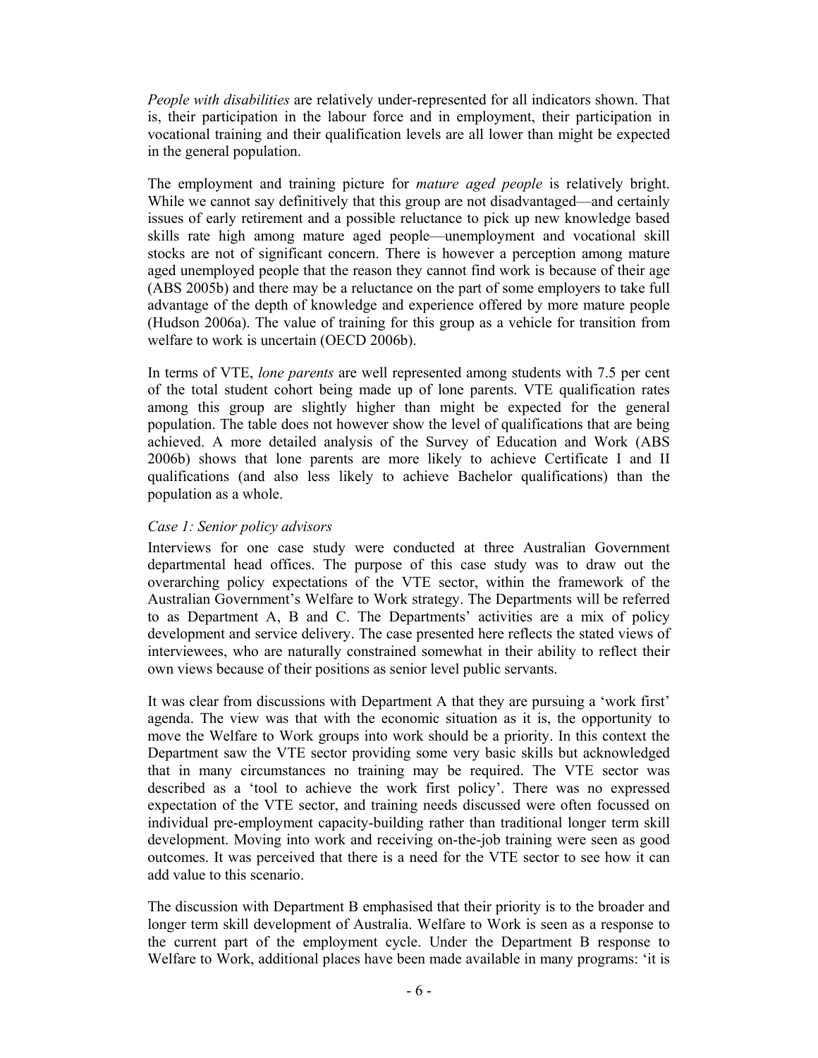*People with disabilities* are relatively under-represented for all indicators shown. That is, their participation in the labour force and in employment, their participation in vocational training and their qualification levels are all lower than might be expected in the general population.

The employment and training picture for *mature aged people* is relatively bright. While we cannot say definitively that this group are not disadvantaged—and certainly issues of early retirement and a possible reluctance to pick up new knowledge based skills rate high among mature aged people—unemployment and vocational skill stocks are not of significant concern. There is however a perception among mature aged unemployed people that the reason they cannot find work is because of their age (ABS 2005b) and there may be a reluctance on the part of some employers to take full advantage of the depth of knowledge and experience offered by more mature people (Hudson 2006a). The value of training for this group as a vehicle for transition from welfare to work is uncertain (OECD 2006b).

In terms of VTE, *lone parents* are well represented among students with 7.5 per cent of the total student cohort being made up of lone parents. VTE qualification rates among this group are slightly higher than might be expected for the general population. The table does not however show the level of qualifications that are being achieved. A more detailed analysis of the Survey of Education and Work (ABS 2006b) shows that lone parents are more likely to achieve Certificate I and II qualifications (and also less likely to achieve Bachelor qualifications) than the population as a whole.

*Case 1: Senior policy advisors*

Interviews for one case study were conducted at three Australian Government departmental head offices. The purpose of this case study was to draw out the overarching policy expectations of the VTE sector, within the framework of the Australian Government's Welfare to Work strategy. The Departments will be referred to as Department A, B and C. The Departments' activities are a mix of policy development and service delivery. The case presented here reflects the stated views of interviewees, who are naturally constrained somewhat in their ability to reflect their own views because of their positions as senior level public servants.

It was clear from discussions with Department A that they are pursuing a 'work first' agenda. The view was that with the economic situation as it is, the opportunity to move the Welfare to Work groups into work should be a priority. In this context the Department saw the VTE sector providing some very basic skills but acknowledged that in many circumstances no training may be required. The VTE sector was described as a 'tool to achieve the work first policy'. There was no expressed expectation of the VTE sector, and training needs discussed were often focussed on individual pre-employment capacity-building rather than traditional longer term skill development. Moving into work and receiving on-the-job training were seen as good outcomes. It was perceived that there is a need for the VTE sector to see how it can add value to this scenario.

The discussion with Department B emphasised that their priority is to the broader and longer term skill development of Australia. Welfare to Work is seen as a response to the current part of the employment cycle. Under the Department B response to Welfare to Work, additional places have been made available in many programs: 'it is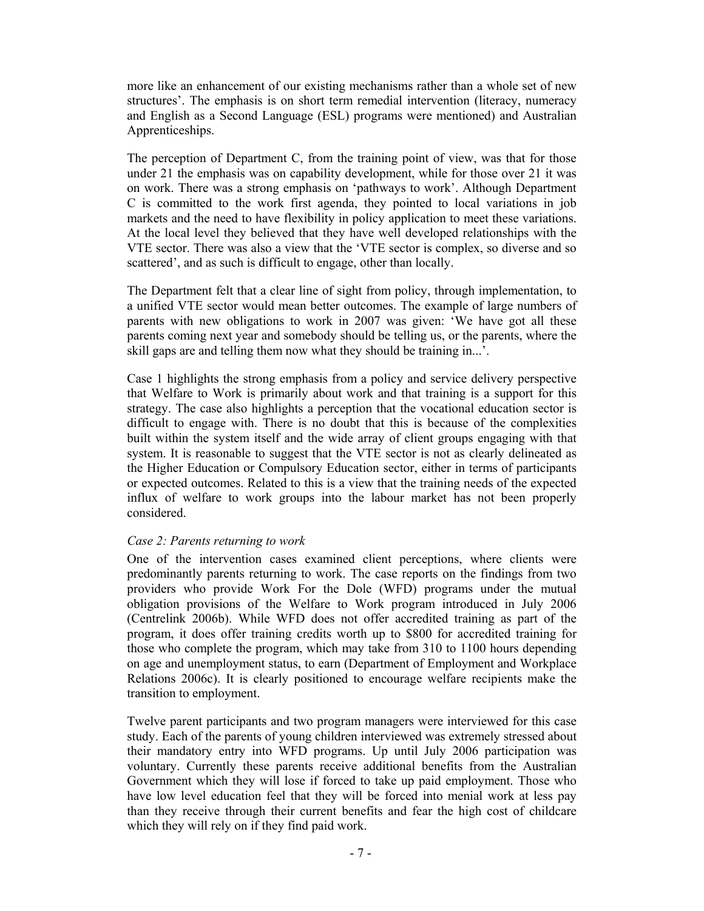more like an enhancement of our existing mechanisms rather than a whole set of new structures'. The emphasis is on short term remedial intervention (literacy, numeracy and English as a Second Language (ESL) programs were mentioned) and Australian Apprenticeships.

The perception of Department C, from the training point of view, was that for those under 21 the emphasis was on capability development, while for those over 21 it was on work. There was a strong emphasis on 'pathways to work'. Although Department C is committed to the work first agenda, they pointed to local variations in job markets and the need to have flexibility in policy application to meet these variations. At the local level they believed that they have well developed relationships with the VTE sector. There was also a view that the 'VTE sector is complex, so diverse and so scattered', and as such is difficult to engage, other than locally.

The Department felt that a clear line of sight from policy, through implementation, to a unified VTE sector would mean better outcomes. The example of large numbers of parents with new obligations to work in 2007 was given: 'We have got all these parents coming next year and somebody should be telling us, or the parents, where the skill gaps are and telling them now what they should be training in...'.

Case 1 highlights the strong emphasis from a policy and service delivery perspective that Welfare to Work is primarily about work and that training is a support for this strategy. The case also highlights a perception that the vocational education sector is difficult to engage with. There is no doubt that this is because of the complexities built within the system itself and the wide array of client groups engaging with that system. It is reasonable to suggest that the VTE sector is not as clearly delineated as the Higher Education or Compulsory Education sector, either in terms of participants or expected outcomes. Related to this is a view that the training needs of the expected influx of welfare to work groups into the labour market has not been properly considered.

*Case 2: Parents returning to work*

One of the intervention cases examined client perceptions, where clients were predominantly parents returning to work. The case reports on the findings from two providers who provide Work For the Dole (WFD) programs under the mutual obligation provisions of the Welfare to Work program introduced in July 2006 (Centrelink 2006b). While WFD does not offer accredited training as part of the program, it does offer training credits worth up to $800 for accredited training for those who complete the program, which may take from 310 to 1100 hours depending on age and unemployment status, to earn (Department of Employment and Workplace Relations 2006c). It is clearly positioned to encourage welfare recipients make the transition to employment.

Twelve parent participants and two program managers were interviewed for this case study. Each of the parents of young children interviewed was extremely stressed about their mandatory entry into WFD programs. Up until July 2006 participation was voluntary. Currently these parents receive additional benefits from the Australian Government which they will lose if forced to take up paid employment. Those who have low level education feel that they will be forced into menial work at less pay than they receive through their current benefits and fear the high cost of childcare which they will rely on if they find paid work.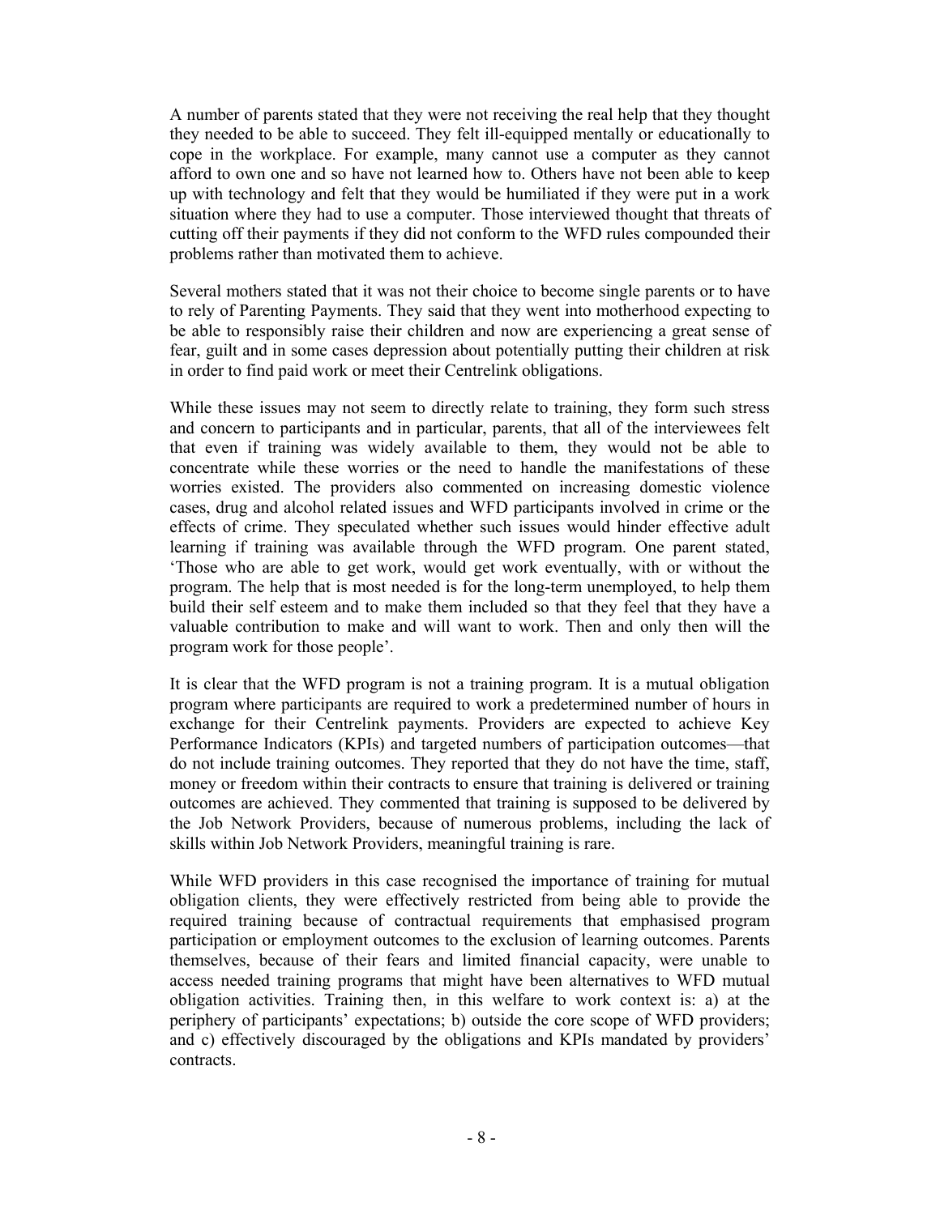A number of parents stated that they were not receiving the real help that they thought they needed to be able to succeed. They felt ill-equipped mentally or educationally to cope in the workplace. For example, many cannot use a computer as they cannot afford to own one and so have not learned how to. Others have not been able to keep up with technology and felt that they would be humiliated if they were put in a work situation where they had to use a computer. Those interviewed thought that threats of cutting off their payments if they did not conform to the WFD rules compounded their problems rather than motivated them to achieve.

Several mothers stated that it was not their choice to become single parents or to have to rely of Parenting Payments. They said that they went into motherhood expecting to be able to responsibly raise their children and now are experiencing a great sense of fear, guilt and in some cases depression about potentially putting their children at risk in order to find paid work or meet their Centrelink obligations.

While these issues may not seem to directly relate to training, they form such stress and concern to participants and in particular, parents, that all of the interviewees felt that even if training was widely available to them, they would not be able to concentrate while these worries or the need to handle the manifestations of these worries existed. The providers also commented on increasing domestic violence cases, drug and alcohol related issues and WFD participants involved in crime or the effects of crime. They speculated whether such issues would hinder effective adult learning if training was available through the WFD program. One parent stated, 'Those who are able to get work, would get work eventually, with or without the program. The help that is most needed is for the long-term unemployed, to help them build their self esteem and to make them included so that they feel that they have a valuable contribution to make and will want to work. Then and only then will the program work for those people'.

It is clear that the WFD program is not a training program. It is a mutual obligation program where participants are required to work a predetermined number of hours in exchange for their Centrelink payments. Providers are expected to achieve Key Performance Indicators (KPIs) and targeted numbers of participation outcomes—that do not include training outcomes. They reported that they do not have the time, staff, money or freedom within their contracts to ensure that training is delivered or training outcomes are achieved. They commented that training is supposed to be delivered by the Job Network Providers, because of numerous problems, including the lack of skills within Job Network Providers, meaningful training is rare.

While WFD providers in this case recognised the importance of training for mutual obligation clients, they were effectively restricted from being able to provide the required training because of contractual requirements that emphasised program participation or employment outcomes to the exclusion of learning outcomes. Parents themselves, because of their fears and limited financial capacity, were unable to access needed training programs that might have been alternatives to WFD mutual obligation activities. Training then, in this welfare to work context is: a) at the periphery of participants' expectations; b) outside the core scope of WFD providers; and c) effectively discouraged by the obligations and KPIs mandated by providers' contracts.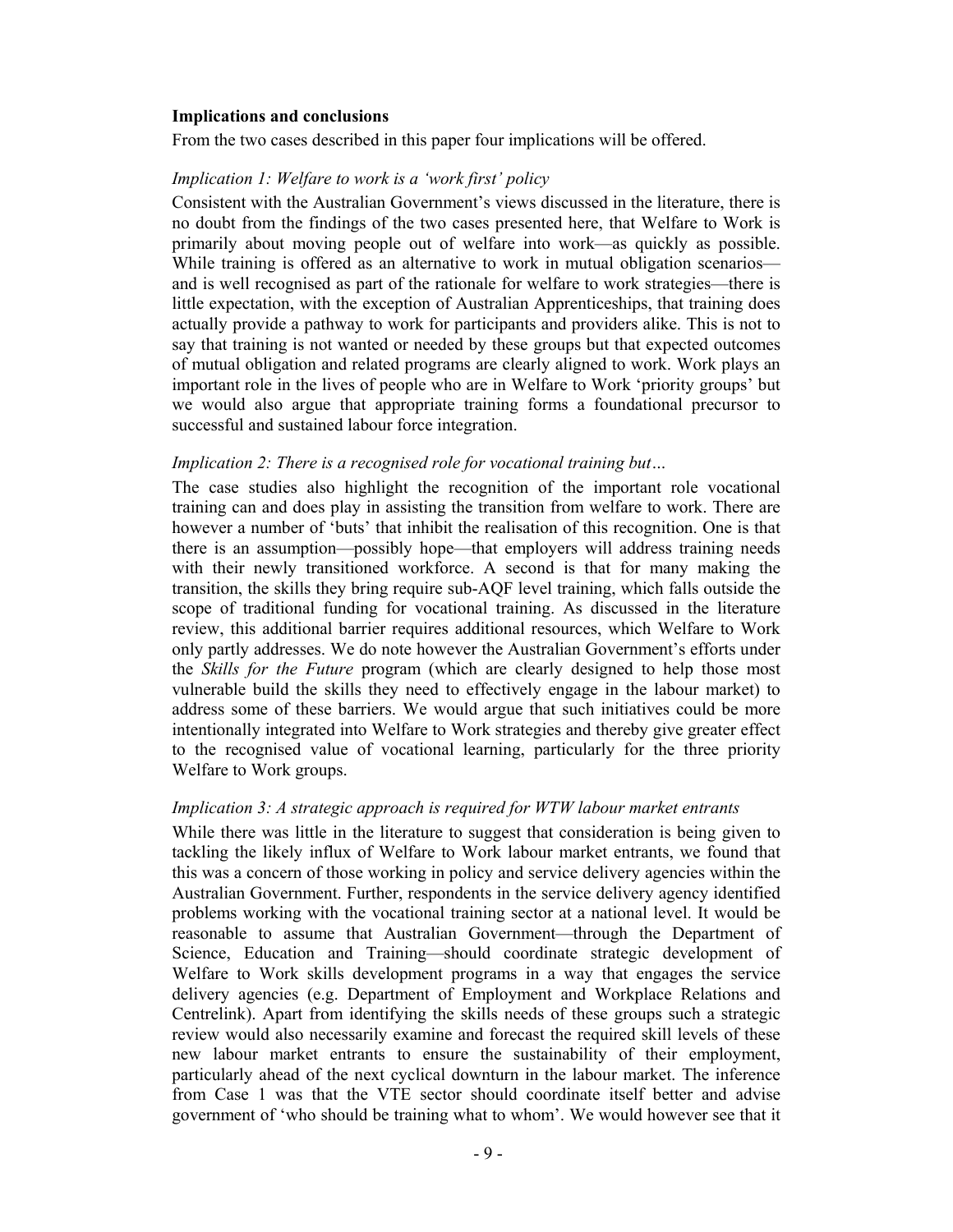### Implications and conclusions

From the two cases described in this paper four implications will be offered.

#### *Implication 1: Welfare to work is a 'work first' policy*

Consistent with the Australian Government's views discussed in the literature, there is no doubt from the findings of the two cases presented here, that Welfare to Work is primarily about moving people out of welfare into work—as quickly as possible. While training is offered as an alternative to work in mutual obligation scenarios—and is well recognised as part of the rationale for welfare to work strategies—there is little expectation, with the exception of Australian Apprenticeships, that training does actually provide a pathway to work for participants and providers alike. This is not to say that training is not wanted or needed by these groups but that expected outcomes of mutual obligation and related programs are clearly aligned to work. Work plays an important role in the lives of people who are in Welfare to Work 'priority groups' but we would also argue that appropriate training forms a foundational precursor to successful and sustained labour force integration.

#### *Implication 2: There is a recognised role for vocational training but…*

The case studies also highlight the recognition of the important role vocational training can and does play in assisting the transition from welfare to work. There are however a number of 'buts' that inhibit the realisation of this recognition. One is that there is an assumption—possibly hope—that employers will address training needs with their newly transitioned workforce. A second is that for many making the transition, the skills they bring require sub-AQF level training, which falls outside the scope of traditional funding for vocational training. As discussed in the literature review, this additional barrier requires additional resources, which Welfare to Work only partly addresses. We do note however the Australian Government's efforts under the *Skills for the Future* program (which are clearly designed to help those most vulnerable build the skills they need to effectively engage in the labour market) to address some of these barriers. We would argue that such initiatives could be more intentionally integrated into Welfare to Work strategies and thereby give greater effect to the recognised value of vocational learning, particularly for the three priority Welfare to Work groups.

#### *Implication 3: A strategic approach is required for WTW labour market entrants*

While there was little in the literature to suggest that consideration is being given to tackling the likely influx of Welfare to Work labour market entrants, we found that this was a concern of those working in policy and service delivery agencies within the Australian Government. Further, respondents in the service delivery agency identified problems working with the vocational training sector at a national level. It would be reasonable to assume that Australian Government—through the Department of Science, Education and Training—should coordinate strategic development of Welfare to Work skills development programs in a way that engages the service delivery agencies (e.g. Department of Employment and Workplace Relations and Centrelink). Apart from identifying the skills needs of these groups such a strategic review would also necessarily examine and forecast the required skill levels of these new labour market entrants to ensure the sustainability of their employment, particularly ahead of the next cyclical downturn in the labour market. The inference from Case 1 was that the VTE sector should coordinate itself better and advise government of 'who should be training what to whom'. We would however see that it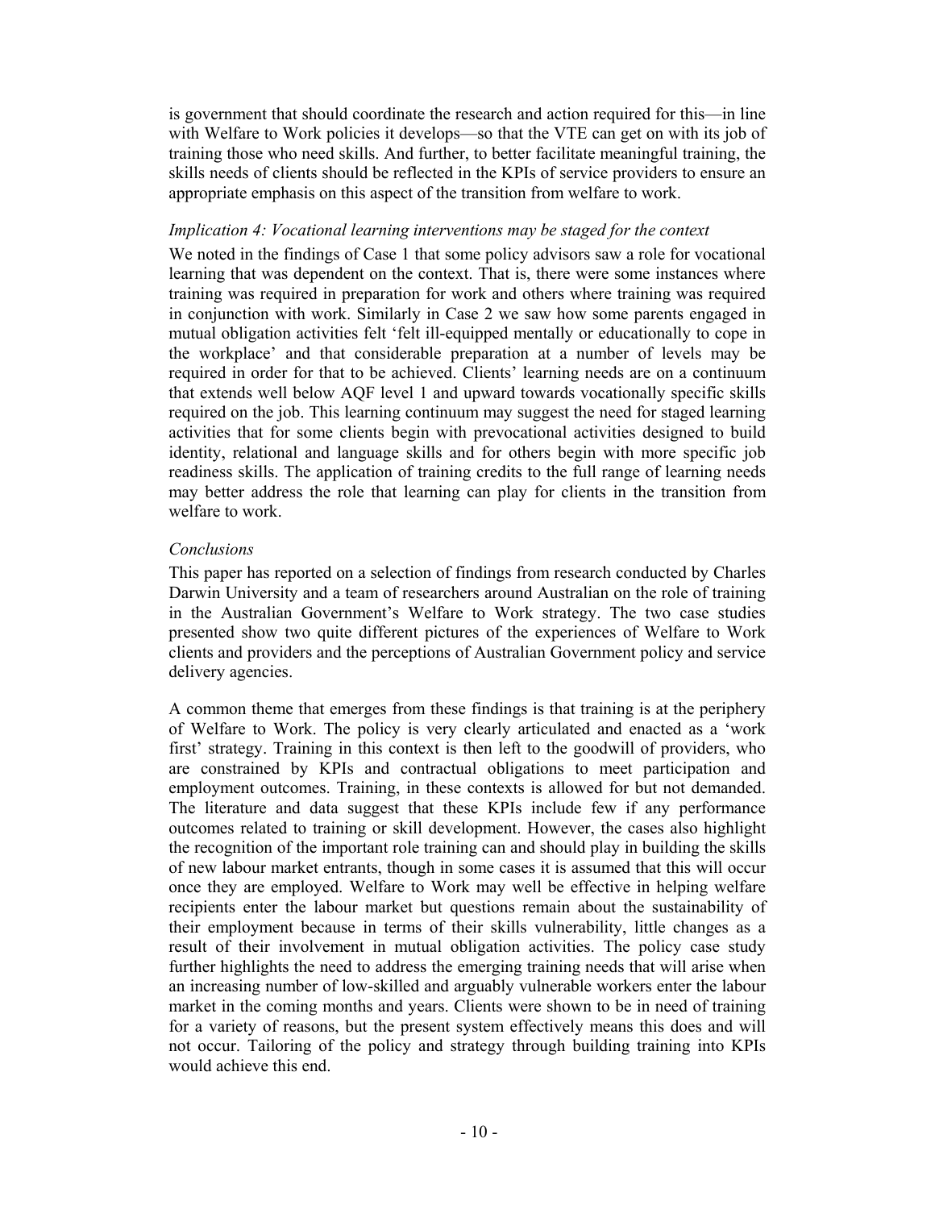is government that should coordinate the research and action required for this—in line with Welfare to Work policies it develops—so that the VTE can get on with its job of training those who need skills. And further, to better facilitate meaningful training, the skills needs of clients should be reflected in the KPIs of service providers to ensure an appropriate emphasis on this aspect of the transition from welfare to work.

*Implication 4: Vocational learning interventions may be staged for the context*

We noted in the findings of Case 1 that some policy advisors saw a role for vocational learning that was dependent on the context. That is, there were some instances where training was required in preparation for work and others where training was required in conjunction with work. Similarly in Case 2 we saw how some parents engaged in mutual obligation activities felt 'felt ill-equipped mentally or educationally to cope in the workplace' and that considerable preparation at a number of levels may be required in order for that to be achieved. Clients' learning needs are on a continuum that extends well below AQF level 1 and upward towards vocationally specific skills required on the job. This learning continuum may suggest the need for staged learning activities that for some clients begin with prevocational activities designed to build identity, relational and language skills and for others begin with more specific job readiness skills. The application of training credits to the full range of learning needs may better address the role that learning can play for clients in the transition from welfare to work.

*Conclusions*

This paper has reported on a selection of findings from research conducted by Charles Darwin University and a team of researchers around Australian on the role of training in the Australian Government's Welfare to Work strategy. The two case studies presented show two quite different pictures of the experiences of Welfare to Work clients and providers and the perceptions of Australian Government policy and service delivery agencies.

A common theme that emerges from these findings is that training is at the periphery of Welfare to Work. The policy is very clearly articulated and enacted as a 'work first' strategy. Training in this context is then left to the goodwill of providers, who are constrained by KPIs and contractual obligations to meet participation and employment outcomes. Training, in these contexts is allowed for but not demanded. The literature and data suggest that these KPIs include few if any performance outcomes related to training or skill development. However, the cases also highlight the recognition of the important role training can and should play in building the skills of new labour market entrants, though in some cases it is assumed that this will occur once they are employed. Welfare to Work may well be effective in helping welfare recipients enter the labour market but questions remain about the sustainability of their employment because in terms of their skills vulnerability, little changes as a result of their involvement in mutual obligation activities. The policy case study further highlights the need to address the emerging training needs that will arise when an increasing number of low-skilled and arguably vulnerable workers enter the labour market in the coming months and years. Clients were shown to be in need of training for a variety of reasons, but the present system effectively means this does and will not occur. Tailoring of the policy and strategy through building training into KPIs would achieve this end.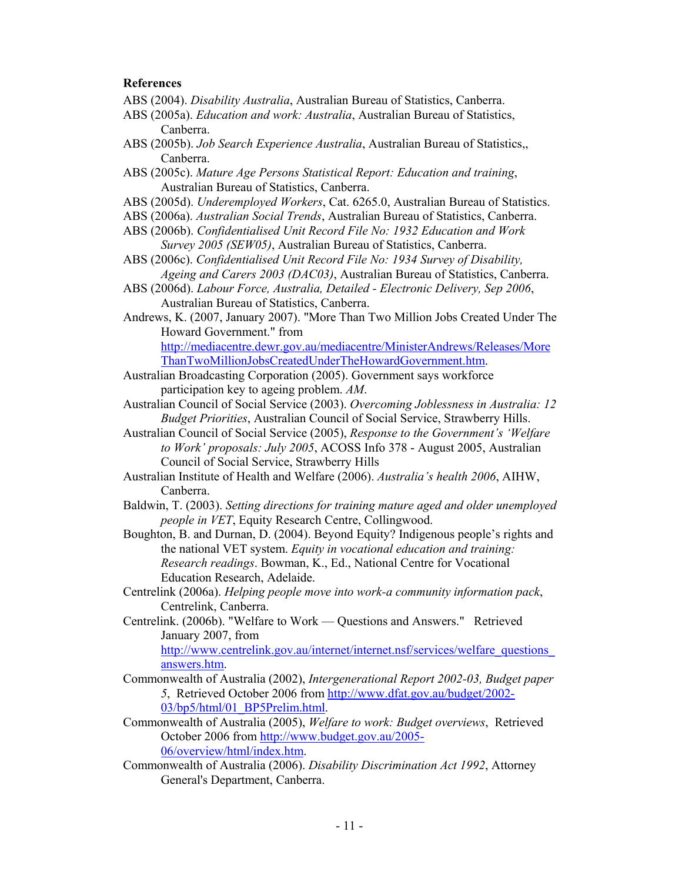**References**

ABS (2004). *Disability Australia*, Australian Bureau of Statistics, Canberra.

ABS (2005a). *Education and work: Australia*, Australian Bureau of Statistics, Canberra.

ABS (2005b). *Job Search Experience Australia*, Australian Bureau of Statistics,, Canberra.

ABS (2005c). *Mature Age Persons Statistical Report: Education and training*, Australian Bureau of Statistics, Canberra.

ABS (2005d). *Underemployed Workers*, Cat. 6265.0, Australian Bureau of Statistics.

ABS (2006a). *Australian Social Trends*, Australian Bureau of Statistics, Canberra.

ABS (2006b). *Confidentialised Unit Record File No: 1932 Education and Work Survey 2005 (SEW05)*, Australian Bureau of Statistics, Canberra.

ABS (2006c). *Confidentialised Unit Record File No: 1934 Survey of Disability, Ageing and Carers 2003 (DAC03)*, Australian Bureau of Statistics, Canberra.

ABS (2006d). *Labour Force, Australia, Detailed - Electronic Delivery, Sep 2006*, Australian Bureau of Statistics, Canberra.

Andrews, K. (2007, January 2007). "More Than Two Million Jobs Created Under The Howard Government." from http://mediacentre.dewr.gov.au/mediacentre/MinisterAndrews/Releases/MoreThanTwoMillionJobsCreatedUnderTheHowardGovernment.htm.

Australian Broadcasting Corporation (2005). Government says workforce participation key to ageing problem. *AM*.

Australian Council of Social Service (2003). *Overcoming Joblessness in Australia: 12 Budget Priorities*, Australian Council of Social Service, Strawberry Hills.

Australian Council of Social Service (2005), *Response to the Government's 'Welfare to Work' proposals: July 2005*, ACOSS Info 378 - August 2005, Australian Council of Social Service, Strawberry Hills

Australian Institute of Health and Welfare (2006). *Australia's health 2006*, AIHW, Canberra.

Baldwin, T. (2003). *Setting directions for training mature aged and older unemployed people in VET*, Equity Research Centre, Collingwood.

Boughton, B. and Durnan, D. (2004). Beyond Equity? Indigenous people's rights and the national VET system. *Equity in vocational education and training: Research readings*. Bowman, K., Ed., National Centre for Vocational Education Research, Adelaide.

Centrelink (2006a). *Helping people move into work-a community information pack*, Centrelink, Canberra.

Centrelink. (2006b). "Welfare to Work — Questions and Answers." Retrieved January 2007, from http://www.centrelink.gov.au/internet/internet.nsf/services/welfare_questions_answers.htm.

Commonwealth of Australia (2002), *Intergenerational Report 2002-03, Budget paper 5*, Retrieved October 2006 from http://www.dfat.gov.au/budget/2002-03/bp5/html/01_BP5Prelim.html.

Commonwealth of Australia (2005), *Welfare to work: Budget overviews*, Retrieved October 2006 from http://www.budget.gov.au/2005-06/overview/html/index.htm.

Commonwealth of Australia (2006). *Disability Discrimination Act 1992*, Attorney General's Department, Canberra.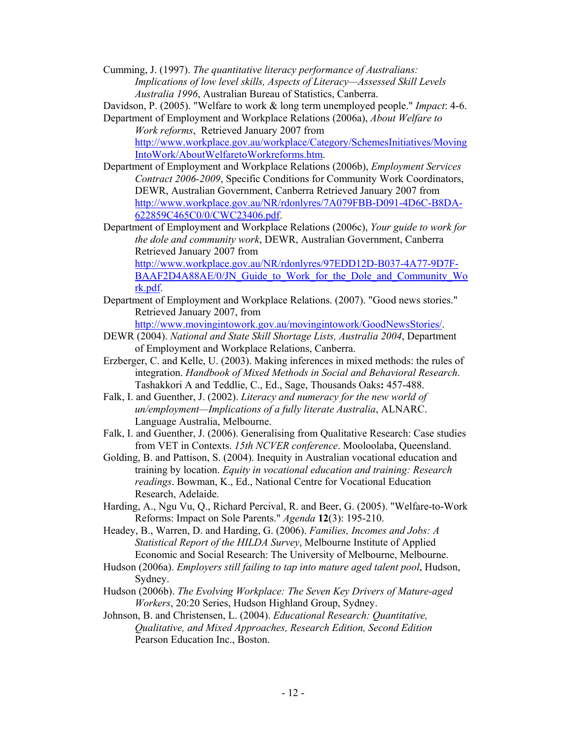Cumming, J. (1997). *The quantitative literacy performance of Australians: Implications of low level skills, Aspects of Literacy—Assessed Skill Levels Australia 1996*, Australian Bureau of Statistics, Canberra.

Davidson, P. (2005). "Welfare to work & long term unemployed people." *Impact*: 4-6.

Department of Employment and Workplace Relations (2006a), *About Welfare to Work reforms*, Retrieved January 2007 from http://www.workplace.gov.au/workplace/Category/SchemesInitiatives/MovingIntoWork/AboutWelfaretoWorkreforms.htm.

Department of Employment and Workplace Relations (2006b), *Employment Services Contract 2006-2009*, Specific Conditions for Community Work Coordinators, DEWR, Australian Government, Canberra Retrieved January 2007 from http://www.workplace.gov.au/NR/rdonlyres/7A079FBB-D091-4D6C-B8DA-622859C465C0/0/CWC23406.pdf.

Department of Employment and Workplace Relations (2006c), *Your guide to work for the dole and community work*, DEWR, Australian Government, Canberra Retrieved January 2007 from http://www.workplace.gov.au/NR/rdonlyres/97EDD12D-B037-4A77-9D7F-BAAF2D4A88AE/0/JN_Guide_to_Work_for_the_Dole_and_Community_Work.pdf.

Department of Employment and Workplace Relations. (2007). "Good news stories." Retrieved January 2007, from http://www.movingintowork.gov.au/movingintowork/GoodNewsStories/.

DEWR (2004). *National and State Skill Shortage Lists, Australia 2004*, Department of Employment and Workplace Relations, Canberra.

Erzberger, C. and Kelle, U. (2003). Making inferences in mixed methods: the rules of integration. *Handbook of Mixed Methods in Social and Behavioral Research*. Tashakkori A and Teddlie, C., Ed., Sage, Thousands Oaks**:** 457-488.

Falk, I. and Guenther, J. (2002). *Literacy and numeracy for the new world of un/employment—Implications of a fully literate Australia*, ALNARC. Language Australia, Melbourne.

Falk, I. and Guenther, J. (2006). Generalising from Qualitative Research: Case studies from VET in Contexts. *15th NCVER conference*. Mooloolaba, Queensland.

Golding, B. and Pattison, S. (2004). Inequity in Australian vocational education and training by location. *Equity in vocational education and training: Research readings*. Bowman, K., Ed., National Centre for Vocational Education Research, Adelaide.

Harding, A., Ngu Vu, Q., Richard Percival, R. and Beer, G. (2005). "Welfare-to-Work Reforms: Impact on Sole Parents." *Agenda* **12**(3): 195-210.

Headey, B., Warren, D. and Harding, G. (2006). *Families, Incomes and Jobs: A Statistical Report of the HILDA Survey*, Melbourne Institute of Applied Economic and Social Research: The University of Melbourne, Melbourne.

Hudson (2006a). *Employers still failing to tap into mature aged talent pool*, Hudson, Sydney.

Hudson (2006b). *The Evolving Workplace: The Seven Key Drivers of Mature-aged Workers*, 20:20 Series, Hudson Highland Group, Sydney.

Johnson, B. and Christensen, L. (2004). *Educational Research: Quantitative, Qualitative, and Mixed Approaches, Research Edition, Second Edition* Pearson Education Inc., Boston.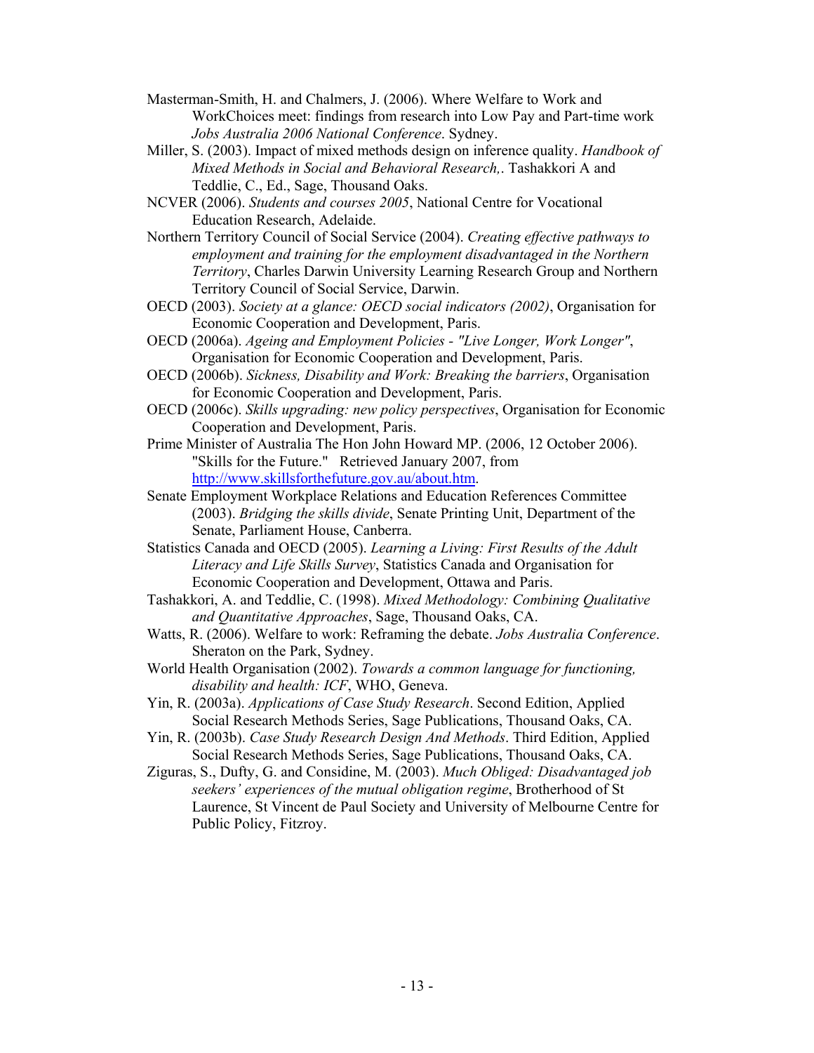Masterman-Smith, H. and Chalmers, J. (2006). Where Welfare to Work and WorkChoices meet: findings from research into Low Pay and Part-time work *Jobs Australia 2006 National Conference*. Sydney.

Miller, S. (2003). Impact of mixed methods design on inference quality. *Handbook of Mixed Methods in Social and Behavioral Research,*. Tashakkori A and Teddlie, C., Ed., Sage, Thousand Oaks.

NCVER (2006). *Students and courses 2005*, National Centre for Vocational Education Research, Adelaide.

Northern Territory Council of Social Service (2004). *Creating effective pathways to employment and training for the employment disadvantaged in the Northern Territory*, Charles Darwin University Learning Research Group and Northern Territory Council of Social Service, Darwin.

OECD (2003). *Society at a glance: OECD social indicators (2002)*, Organisation for Economic Cooperation and Development, Paris.

OECD (2006a). *Ageing and Employment Policies - "Live Longer, Work Longer"*, Organisation for Economic Cooperation and Development, Paris.

OECD (2006b). *Sickness, Disability and Work: Breaking the barriers*, Organisation for Economic Cooperation and Development, Paris.

OECD (2006c). *Skills upgrading: new policy perspectives*, Organisation for Economic Cooperation and Development, Paris.

Prime Minister of Australia The Hon John Howard MP. (2006, 12 October 2006). "Skills for the Future." Retrieved January 2007, from http://www.skillsforthefuture.gov.au/about.htm.

Senate Employment Workplace Relations and Education References Committee (2003). *Bridging the skills divide*, Senate Printing Unit, Department of the Senate, Parliament House, Canberra.

Statistics Canada and OECD (2005). *Learning a Living: First Results of the Adult Literacy and Life Skills Survey*, Statistics Canada and Organisation for Economic Cooperation and Development, Ottawa and Paris.

Tashakkori, A. and Teddlie, C. (1998). *Mixed Methodology: Combining Qualitative and Quantitative Approaches*, Sage, Thousand Oaks, CA.

Watts, R. (2006). Welfare to work: Reframing the debate. *Jobs Australia Conference*. Sheraton on the Park, Sydney.

World Health Organisation (2002). *Towards a common language for functioning, disability and health: ICF*, WHO, Geneva.

Yin, R. (2003a). *Applications of Case Study Research*. Second Edition, Applied Social Research Methods Series, Sage Publications, Thousand Oaks, CA.

Yin, R. (2003b). *Case Study Research Design And Methods*. Third Edition, Applied Social Research Methods Series, Sage Publications, Thousand Oaks, CA.

Ziguras, S., Dufty, G. and Considine, M. (2003). *Much Obliged: Disadvantaged job seekers' experiences of the mutual obligation regime*, Brotherhood of St Laurence, St Vincent de Paul Society and University of Melbourne Centre for Public Policy, Fitzroy.